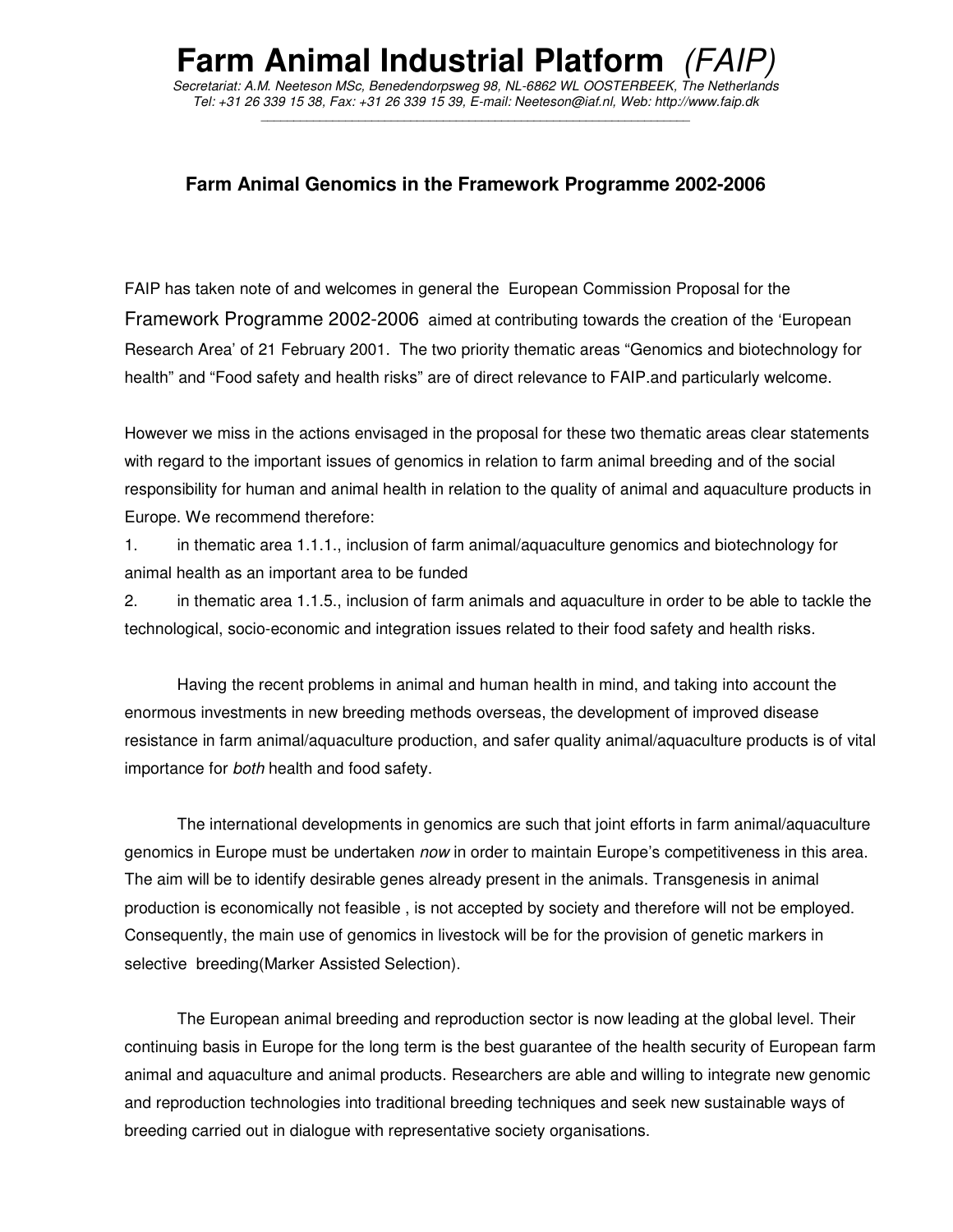# Farm Animal Industrial Platform *(FAIP)*

*Secretariat: A.M. Neeteson MSc, Benedendorpsweg 98, NL-6862 WL OOSTERBEEK, The Netherlands*
*Tel: +31 26 339 15 38, Fax: +31 26 339 15 39, E-mail: Neeteson@iaf.nl, Web: http://www.faip.dk*

## Farm Animal Genomics in the Framework Programme 2002-2006

FAIP has taken note of and welcomes in general the European Commission Proposal for the Framework Programme 2002-2006 aimed at contributing towards the creation of the 'European Research Area' of 21 February 2001. The two priority thematic areas "Genomics and biotechnology for health" and "Food safety and health risks" are of direct relevance to FAIP.and particularly welcome.

However we miss in the actions envisaged in the proposal for these two thematic areas clear statements with regard to the important issues of genomics in relation to farm animal breeding and of the social responsibility for human and animal health in relation to the quality of animal and aquaculture products in Europe. We recommend therefore:

1. in thematic area 1.1.1., inclusion of farm animal/aquaculture genomics and biotechnology for animal health as an important area to be funded
2. in thematic area 1.1.5., inclusion of farm animals and aquaculture in order to be able to tackle the technological, socio-economic and integration issues related to their food safety and health risks.

Having the recent problems in animal and human health in mind, and taking into account the enormous investments in new breeding methods overseas, the development of improved disease resistance in farm animal/aquaculture production, and safer quality animal/aquaculture products is of vital importance for *both* health and food safety.

The international developments in genomics are such that joint efforts in farm animal/aquaculture genomics in Europe must be undertaken *now* in order to maintain Europe's competitiveness in this area. The aim will be to identify desirable genes already present in the animals. Transgenesis in animal production is economically not feasible , is not accepted by society and therefore will not be employed. Consequently, the main use of genomics in livestock will be for the provision of genetic markers in selective breeding(Marker Assisted Selection).

The European animal breeding and reproduction sector is now leading at the global level. Their continuing basis in Europe for the long term is the best guarantee of the health security of European farm animal and aquaculture and animal products. Researchers are able and willing to integrate new genomic and reproduction technologies into traditional breeding techniques and seek new sustainable ways of breeding carried out in dialogue with representative society organisations.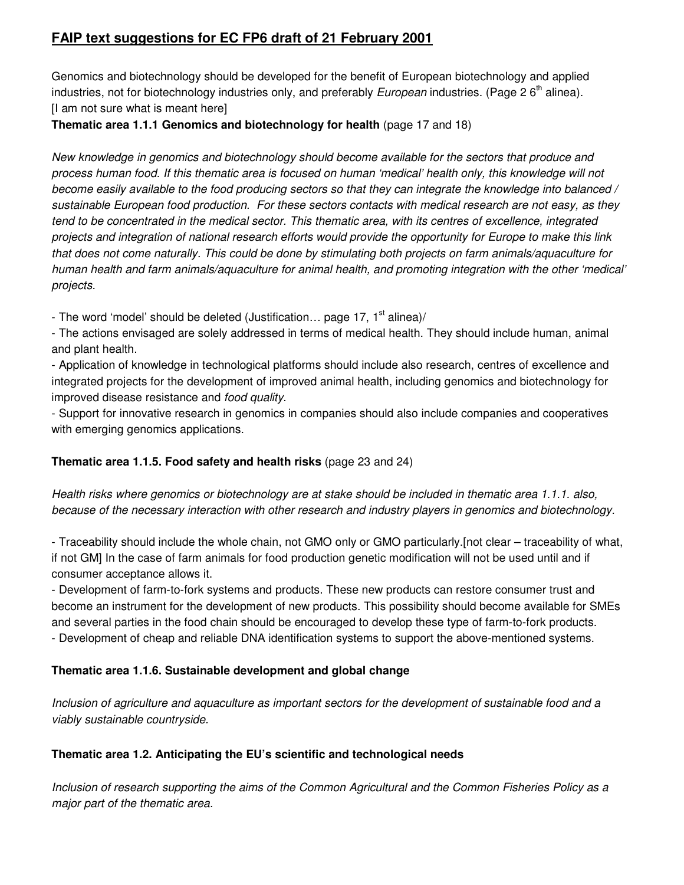# **FAIP text suggestions for EC FP6 draft of 21 February 2001**

Genomics and biotechnology should be developed for the benefit of European biotechnology and applied industries, not for biotechnology industries only, and preferably *European* industries. (Page 2 6th alinea). [I am not sure what is meant here]

**Thematic area 1.1.1 Genomics and biotechnology for health** (page 17 and 18)

*New knowledge in genomics and biotechnology should become available for the sectors that produce and process human food. If this thematic area is focused on human 'medical' health only, this knowledge will not become easily available to the food producing sectors so that they can integrate the knowledge into balanced / sustainable European food production. For these sectors contacts with medical research are not easy, as they tend to be concentrated in the medical sector. This thematic area, with its centres of excellence, integrated projects and integration of national research efforts would provide the opportunity for Europe to make this link that does not come naturally. This could be done by stimulating both projects on farm animals/aquaculture for human health and farm animals/aquaculture for animal health, and promoting integration with the other 'medical' projects.*

- The word 'model' should be deleted (Justification… page 17, 1st alinea)/
- The actions envisaged are solely addressed in terms of medical health. They should include human, animal and plant health.
- Application of knowledge in technological platforms should include also research, centres of excellence and integrated projects for the development of improved animal health, including genomics and biotechnology for improved disease resistance and *food quality*.
- Support for innovative research in genomics in companies should also include companies and cooperatives with emerging genomics applications.

**Thematic area 1.1.5. Food safety and health risks** (page 23 and 24)

*Health risks where genomics or biotechnology are at stake should be included in thematic area 1.1.1. also, because of the necessary interaction with other research and industry players in genomics and biotechnology.*

- Traceability should include the whole chain, not GMO only or GMO particularly.[not clear – traceability of what, if not GM] In the case of farm animals for food production genetic modification will not be used until and if consumer acceptance allows it.
- Development of farm-to-fork systems and products. These new products can restore consumer trust and become an instrument for the development of new products. This possibility should become available for SMEs and several parties in the food chain should be encouraged to develop these type of farm-to-fork products.
- Development of cheap and reliable DNA identification systems to support the above-mentioned systems.

**Thematic area 1.1.6. Sustainable development and global change**

*Inclusion of agriculture and aquaculture as important sectors for the development of sustainable food and a viably sustainable countryside.*

**Thematic area 1.2. Anticipating the EU's scientific and technological needs**

*Inclusion of research supporting the aims of the Common Agricultural and the Common Fisheries Policy as a major part of the thematic area.*